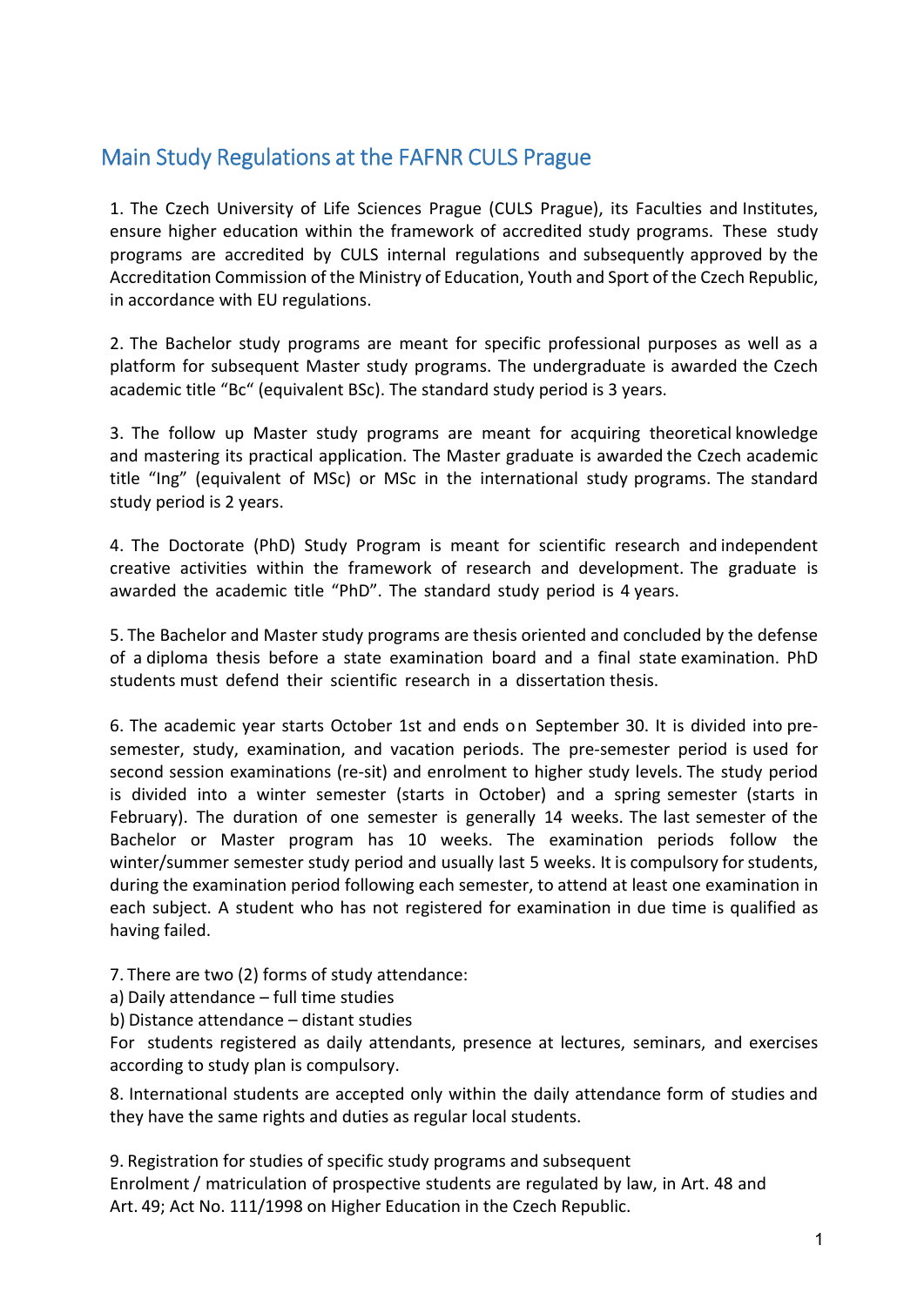# Main Study Regulations at the FAFNR CULS Prague

1. The Czech University of Life Sciences Prague (CULS Prague), its Faculties and Institutes, ensure higher education within the framework of accredited study programs. These study programs are accredited by CULS internal regulations and subsequently approved by the Accreditation Commission of the Ministry of Education, Youth and Sport of the Czech Republic, in accordance with EU regulations.

2. The Bachelor study programs are meant for specific professional purposes as well as a platform for subsequent Master study programs. The undergraduate is awarded the Czech academic title "Bc" (equivalent BSc). The standard study period is 3 years.

3. The follow up Master study programs are meant for acquiring theoretical knowledge and mastering its practical application. The Master graduate is awarded the Czech academic title "Ing" (equivalent of MSc) or MSc in the international study programs. The standard study period is 2 years.

4. The Doctorate (PhD) Study Program is meant for scientific research and independent creative activities within the framework of research and development. The graduate is awarded the academic title "PhD". The standard study period is 4 years.

5. The Bachelor and Master study programs are thesis oriented and concluded by the defense of a diploma thesis before a state examination board and a final state examination. PhD students must defend their scientific research in a dissertation thesis.

6. The academic year starts October 1st and ends on September 30. It is divided into pre-semester, study, examination, and vacation periods. The pre-semester period is used for second session examinations (re-sit) and enrolment to higher study levels. The study period is divided into a winter semester (starts in October) and a spring semester (starts in February). The duration of one semester is generally 14 weeks. The last semester of the Bachelor or Master program has 10 weeks. The examination periods follow the winter/summer semester study period and usually last 5 weeks. It is compulsory for students, during the examination period following each semester, to attend at least one examination in each subject. A student who has not registered for examination in due time is qualified as having failed.

7. There are two (2) forms of study attendance:

a) Daily attendance – full time studies

b) Distance attendance – distant studies

For students registered as daily attendants, presence at lectures, seminars, and exercises according to study plan is compulsory.

8. International students are accepted only within the daily attendance form of studies and they have the same rights and duties as regular local students.

9. Registration for studies of specific study programs and subsequent Enrolment / matriculation of prospective students are regulated by law, in Art. 48 and Art. 49; Act No. 111/1998 on Higher Education in the Czech Republic.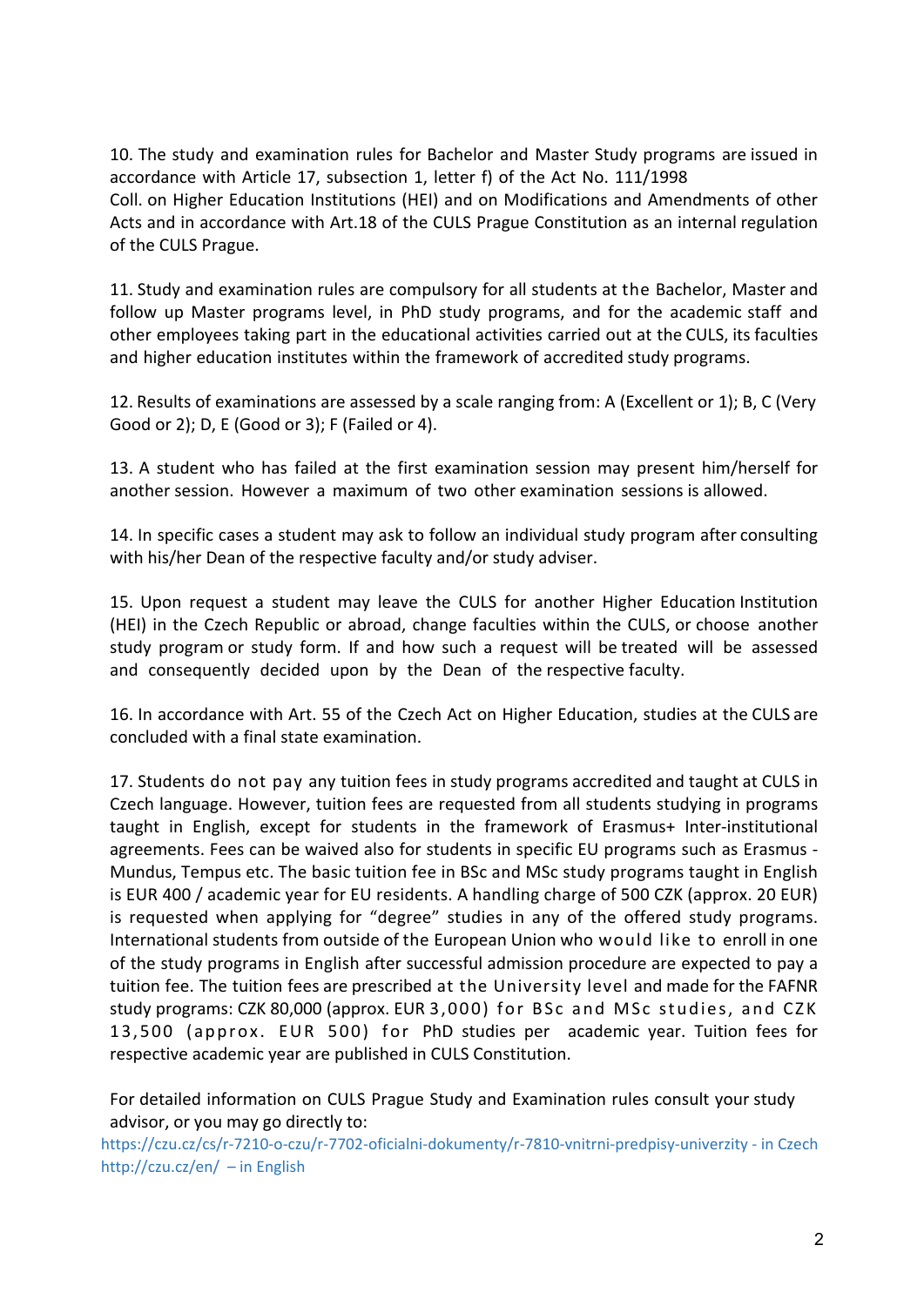10. The study and examination rules for Bachelor and Master Study programs are issued in accordance with Article 17, subsection 1, letter f) of the Act No. 111/1998 Coll. on Higher Education Institutions (HEI) and on Modifications and Amendments of other Acts and in accordance with Art.18 of the CULS Prague Constitution as an internal regulation of the CULS Prague.

11. Study and examination rules are compulsory for all students at the Bachelor, Master and follow up Master programs level, in PhD study programs, and for the academic staff and other employees taking part in the educational activities carried out at the CULS, its faculties and higher education institutes within the framework of accredited study programs.

12. Results of examinations are assessed by a scale ranging from: A (Excellent or 1); B, C (Very Good or 2); D, E (Good or 3); F (Failed or 4).

13. A student who has failed at the first examination session may present him/herself for another session. However a maximum of two other examination sessions is allowed.

14. In specific cases a student may ask to follow an individual study program after consulting with his/her Dean of the respective faculty and/or study adviser.

15. Upon request a student may leave the CULS for another Higher Education Institution (HEI) in the Czech Republic or abroad, change faculties within the CULS, or choose another study program or study form. If and how such a request will be treated will be assessed and consequently decided upon by the Dean of the respective faculty.

16. In accordance with Art. 55 of the Czech Act on Higher Education, studies at the CULS are concluded with a final state examination.

17. Students do not pay any tuition fees in study programs accredited and taught at CULS in Czech language. However, tuition fees are requested from all students studying in programs taught in English, except for students in the framework of Erasmus+ Inter-institutional agreements. Fees can be waived also for students in specific EU programs such as Erasmus - Mundus, Tempus etc. The basic tuition fee in BSc and MSc study programs taught in English is EUR 400 / academic year for EU residents. A handling charge of 500 CZK (approx. 20 EUR) is requested when applying for "degree" studies in any of the offered study programs. International students from outside of the European Union who would like to enroll in one of the study programs in English after successful admission procedure are expected to pay a tuition fee. The tuition fees are prescribed at the University level and made for the FAFNR study programs: CZK 80,000 (approx. EUR 3,000) for BSc and MSc studies, and CZK 13,500 (approx. EUR 500) for PhD studies per academic year. Tuition fees for respective academic year are published in CULS Constitution.

For detailed information on CULS Prague Study and Examination rules consult your study advisor, or you may go directly to:
https://czu.cz/cs/r-7210-o-czu/r-7702-oficialni-dokumenty/r-7810-vnitrni-predpisy-univerzity - in Czech
http://czu.cz/en/ – in English